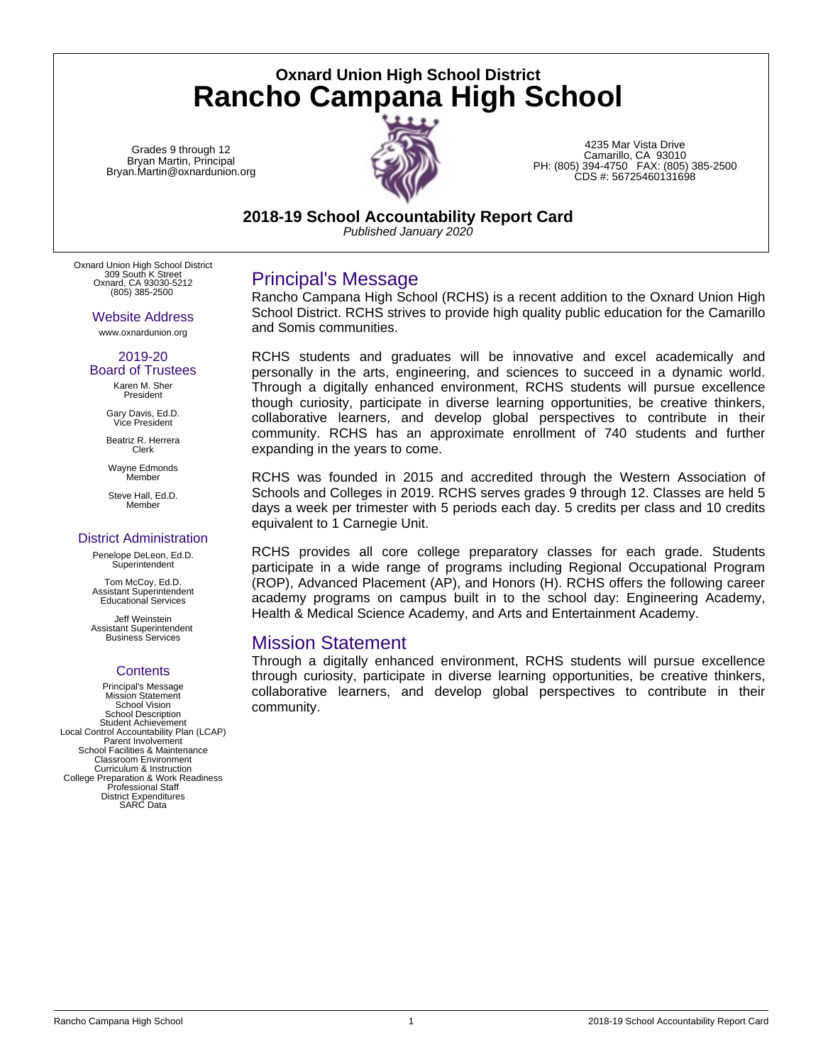**Oxnard Union High School District**

# Rancho Campana High School

Grades 9 through 12
Bryan Martin, Principal
Bryan.Martin@oxnardunion.org

4235 Mar Vista Drive
Camarillo, CA 93010
PH: (805) 394-4750 FAX: (805) 385-2500
CDS #: 56725460131698

**2018-19 School Accountability Report Card**
*Published January 2020*

Oxnard Union High School District
309 South K Street
Oxnard, CA 93030-5212
(805) 385-2500

### Website Address

www.oxnardunion.org

### 2019-20 Board of Trustees

Karen M. Sher
President

Gary Davis, Ed.D.
Vice President

Beatriz R. Herrera
Clerk

Wayne Edmonds
Member

Steve Hall, Ed.D.
Member

### District Administration

Penelope DeLeon, Ed.D.
Superintendent

Tom McCoy, Ed.D.
Assistant Superintendent
Educational Services

Jeff Weinstein
Assistant Superintendent
Business Services

### Contents

Principal's Message
Mission Statement
School Vision
School Description
Student Achievement
Local Control Accountability Plan (LCAP)
Parent Involvement
School Facilities & Maintenance
Classroom Environment
Curriculum & Instruction
College Preparation & Work Readiness
Professional Staff
District Expenditures
SARC Data

## Principal's Message

Rancho Campana High School (RCHS) is a recent addition to the Oxnard Union High School District. RCHS strives to provide high quality public education for the Camarillo and Somis communities.

RCHS students and graduates will be innovative and excel academically and personally in the arts, engineering, and sciences to succeed in a dynamic world. Through a digitally enhanced environment, RCHS students will pursue excellence though curiosity, participate in diverse learning opportunities, be creative thinkers, collaborative learners, and develop global perspectives to contribute in their community. RCHS has an approximate enrollment of 740 students and further expanding in the years to come.

RCHS was founded in 2015 and accredited through the Western Association of Schools and Colleges in 2019. RCHS serves grades 9 through 12. Classes are held 5 days a week per trimester with 5 periods each day. 5 credits per class and 10 credits equivalent to 1 Carnegie Unit.

RCHS provides all core college preparatory classes for each grade. Students participate in a wide range of programs including Regional Occupational Program (ROP), Advanced Placement (AP), and Honors (H). RCHS offers the following career academy programs on campus built in to the school day: Engineering Academy, Health & Medical Science Academy, and Arts and Entertainment Academy.

## Mission Statement

Through a digitally enhanced environment, RCHS students will pursue excellence through curiosity, participate in diverse learning opportunities, be creative thinkers, collaborative learners, and develop global perspectives to contribute in their community.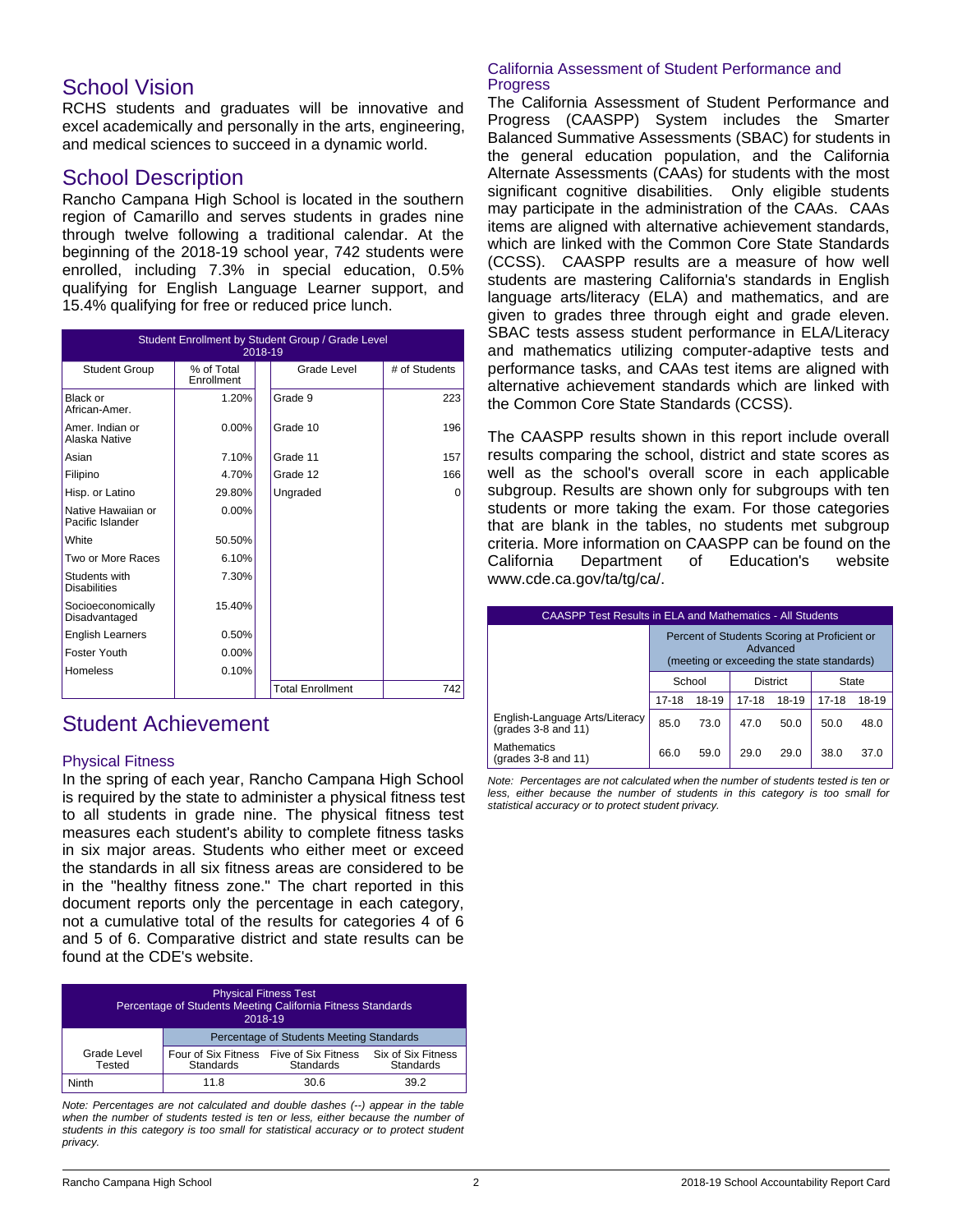## School Vision

RCHS students and graduates will be innovative and excel academically and personally in the arts, engineering, and medical sciences to succeed in a dynamic world.

## School Description

Rancho Campana High School is located in the southern region of Camarillo and serves students in grades nine through twelve following a traditional calendar. At the beginning of the 2018-19 school year, 742 students were enrolled, including 7.3% in special education, 0.5% qualifying for English Language Learner support, and 15.4% qualifying for free or reduced price lunch.

| Student Enrollment by Student Group / Grade Level 2018-19 | | | |
|---|---|---|---|
| Student Group | % of Total Enrollment | Grade Level | # of Students |
| Black or African-Amer. | 1.20% | Grade 9 | 223 |
| Amer. Indian or Alaska Native | 0.00% | Grade 10 | 196 |
| Asian | 7.10% | Grade 11 | 157 |
| Filipino | 4.70% | Grade 12 | 166 |
| Hisp. or Latino | 29.80% | Ungraded | 0 |
| Native Hawaiian or Pacific Islander | 0.00% | | |
| White | 50.50% | | |
| Two or More Races | 6.10% | | |
| Students with Disabilities | 7.30% | | |
| Socioeconomically Disadvantaged | 15.40% | | |
| English Learners | 0.50% | | |
| Foster Youth | 0.00% | | |
| Homeless | 0.10% | | |
| | | Total Enrollment | 742 |

## Student Achievement

### Physical Fitness

In the spring of each year, Rancho Campana High School is required by the state to administer a physical fitness test to all students in grade nine. The physical fitness test measures each student's ability to complete fitness tasks in six major areas. Students who either meet or exceed the standards in all six fitness areas are considered to be in the "healthy fitness zone." The chart reported in this document reports only the percentage in each category, not a cumulative total of the results for categories 4 of 6 and 5 of 6. Comparative district and state results can be found at the CDE's website.

| Physical Fitness Test Percentage of Students Meeting California Fitness Standards 2018-19 | | | |
|---|---|---|---|
| | Percentage of Students Meeting Standards | | |
| Grade Level Tested | Four of Six Fitness Standards | Five of Six Fitness Standards | Six of Six Fitness Standards |
| Ninth | 11.8 | 30.6 | 39.2 |

*Note: Percentages are not calculated and double dashes (--) appear in the table when the number of students tested is ten or less, either because the number of students in this category is too small for statistical accuracy or to protect student privacy.*

### California Assessment of Student Performance and Progress

The California Assessment of Student Performance and Progress (CAASPP) System includes the Smarter Balanced Summative Assessments (SBAC) for students in the general education population, and the California Alternate Assessments (CAAs) for students with the most significant cognitive disabilities. Only eligible students may participate in the administration of the CAAs. CAAs items are aligned with alternative achievement standards, which are linked with the Common Core State Standards (CCSS). CAASPP results are a measure of how well students are mastering California's standards in English language arts/literacy (ELA) and mathematics, and are given to grades three through eight and grade eleven. SBAC tests assess student performance in ELA/Literacy and mathematics utilizing computer-adaptive tests and performance tasks, and CAAs test items are aligned with alternative achievement standards which are linked with the Common Core State Standards (CCSS).

The CAASPP results shown in this report include overall results comparing the school, district and state scores as well as the school's overall score in each applicable subgroup. Results are shown only for subgroups with ten students or more taking the exam. For those categories that are blank in the tables, no students met subgroup criteria. More information on CAASPP can be found on the California Department of Education's website www.cde.ca.gov/ta/tg/ca/.

| CAASPP Test Results in ELA and Mathematics - All Students | | | | | | |
|---|---|---|---|---|---|---|
| | Percent of Students Scoring at Proficient or Advanced (meeting or exceeding the state standards) | | | | | |
| | School | | District | | State | |
| | 17-18 | 18-19 | 17-18 | 18-19 | 17-18 | 18-19 |
| English-Language Arts/Literacy (grades 3-8 and 11) | 85.0 | 73.0 | 47.0 | 50.0 | 50.0 | 48.0 |
| Mathematics (grades 3-8 and 11) | 66.0 | 59.0 | 29.0 | 29.0 | 38.0 | 37.0 |

*Note: Percentages are not calculated when the number of students tested is ten or less, either because the number of students in this category is too small for statistical accuracy or to protect student privacy.*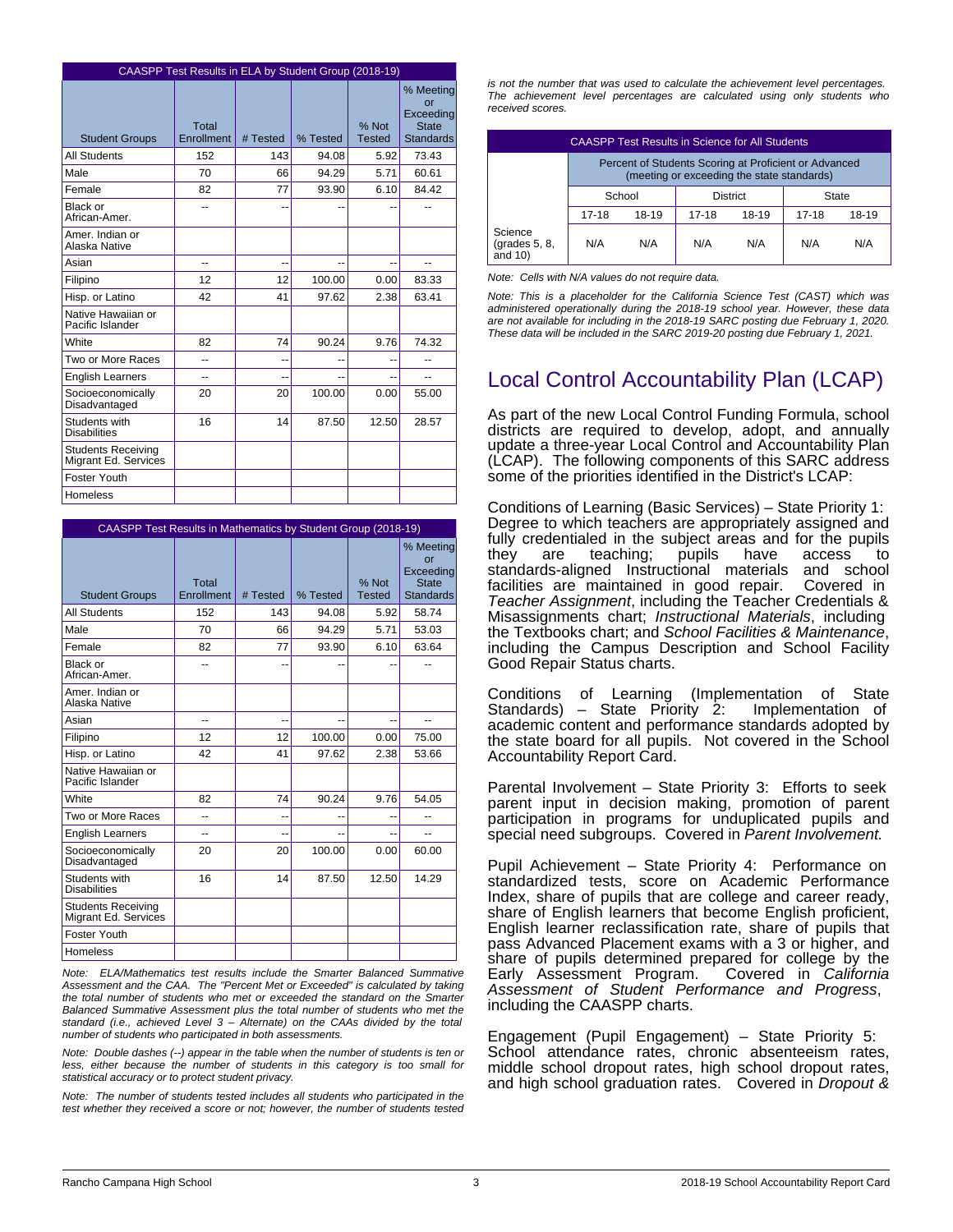| CAASPP Test Results in ELA by Student Group (2018-19) | | | | | |
|---|---|---|---|---|---|
| Student Groups | Total Enrollment | # Tested | % Tested | % Not Tested | % Meeting or Exceeding State Standards |
| All Students | 152 | 143 | 94.08 | 5.92 | 73.43 |
| Male | 70 | 66 | 94.29 | 5.71 | 60.61 |
| Female | 82 | 77 | 93.90 | 6.10 | 84.42 |
| Black or African-Amer. | -- | -- | -- | -- | -- |
| Amer. Indian or Alaska Native | | | | | |
| Asian | -- | -- | -- | -- | -- |
| Filipino | 12 | 12 | 100.00 | 0.00 | 83.33 |
| Hisp. or Latino | 42 | 41 | 97.62 | 2.38 | 63.41 |
| Native Hawaiian or Pacific Islander | | | | | |
| White | 82 | 74 | 90.24 | 9.76 | 74.32 |
| Two or More Races | -- | -- | -- | -- | -- |
| English Learners | -- | -- | -- | -- | -- |
| Socioeconomically Disadvantaged | 20 | 20 | 100.00 | 0.00 | 55.00 |
| Students with Disabilities | 16 | 14 | 87.50 | 12.50 | 28.57 |
| Students Receiving Migrant Ed. Services | | | | | |
| Foster Youth | | | | | |
| Homeless | | | | | |

| CAASPP Test Results in Mathematics by Student Group (2018-19) | | | | | |
|---|---|---|---|---|---|
| Student Groups | Total Enrollment | # Tested | % Tested | % Not Tested | % Meeting or Exceeding State Standards |
| All Students | 152 | 143 | 94.08 | 5.92 | 58.74 |
| Male | 70 | 66 | 94.29 | 5.71 | 53.03 |
| Female | 82 | 77 | 93.90 | 6.10 | 63.64 |
| Black or African-Amer. | -- | -- | -- | -- | -- |
| Amer. Indian or Alaska Native | | | | | |
| Asian | -- | -- | -- | -- | -- |
| Filipino | 12 | 12 | 100.00 | 0.00 | 75.00 |
| Hisp. or Latino | 42 | 41 | 97.62 | 2.38 | 53.66 |
| Native Hawaiian or Pacific Islander | | | | | |
| White | 82 | 74 | 90.24 | 9.76 | 54.05 |
| Two or More Races | -- | -- | -- | -- | -- |
| English Learners | -- | -- | -- | -- | -- |
| Socioeconomically Disadvantaged | 20 | 20 | 100.00 | 0.00 | 60.00 |
| Students with Disabilities | 16 | 14 | 87.50 | 12.50 | 14.29 |
| Students Receiving Migrant Ed. Services | | | | | |
| Foster Youth | | | | | |
| Homeless | | | | | |

*Note: ELA/Mathematics test results include the Smarter Balanced Summative Assessment and the CAA. The "Percent Met or Exceeded" is calculated by taking the total number of students who met or exceeded the standard on the Smarter Balanced Summative Assessment plus the total number of students who met the standard (i.e., achieved Level 3 – Alternate) on the CAAs divided by the total number of students who participated in both assessments.*

*Note: Double dashes (--) appear in the table when the number of students is ten or less, either because the number of students in this category is too small for statistical accuracy or to protect student privacy.*

*Note: The number of students tested includes all students who participated in the test whether they received a score or not; however, the number of students tested is not the number that was used to calculate the achievement level percentages. The achievement level percentages are calculated using only students who received scores.*

| CAASPP Test Results in Science for All Students | | | | | | |
|---|---|---|---|---|---|---|
| | Percent of Students Scoring at Proficient or Advanced (meeting or exceeding the state standards) | | | | | |
| | School | | District | | State | |
| | 17-18 | 18-19 | 17-18 | 18-19 | 17-18 | 18-19 |
| Science (grades 5, 8, and 10) | N/A | N/A | N/A | N/A | N/A | N/A |

*Note: Cells with N/A values do not require data.*

*Note: This is a placeholder for the California Science Test (CAST) which was administered operationally during the 2018-19 school year. However, these data are not available for including in the 2018-19 SARC posting due February 1, 2020. These data will be included in the SARC 2019-20 posting due February 1, 2021.*

# Local Control Accountability Plan (LCAP)

As part of the new Local Control Funding Formula, school districts are required to develop, adopt, and annually update a three-year Local Control and Accountability Plan (LCAP). The following components of this SARC address some of the priorities identified in the District's LCAP:

Conditions of Learning (Basic Services) – State Priority 1: Degree to which teachers are appropriately assigned and fully credentialed in the subject areas and for the pupils they are teaching; pupils have access to standards-aligned Instructional materials and school facilities are maintained in good repair. Covered in *Teacher Assignment*, including the Teacher Credentials & Misassignments chart; *Instructional Materials*, including the Textbooks chart; and *School Facilities & Maintenance*, including the Campus Description and School Facility Good Repair Status charts.

Conditions of Learning (Implementation of State Standards) – State Priority 2: Implementation of academic content and performance standards adopted by the state board for all pupils. Not covered in the School Accountability Report Card.

Parental Involvement – State Priority 3: Efforts to seek parent input in decision making, promotion of parent participation in programs for unduplicated pupils and special need subgroups. Covered in *Parent Involvement.*

Pupil Achievement – State Priority 4: Performance on standardized tests, score on Academic Performance Index, share of pupils that are college and career ready, share of English learners that become English proficient, English learner reclassification rate, share of pupils that pass Advanced Placement exams with a 3 or higher, and share of pupils determined prepared for college by the Early Assessment Program. Covered in *California Assessment of Student Performance and Progress*, including the CAASPP charts.

Engagement (Pupil Engagement) – State Priority 5: School attendance rates, chronic absenteeism rates, middle school dropout rates, high school dropout rates, and high school graduation rates. Covered in *Dropout &*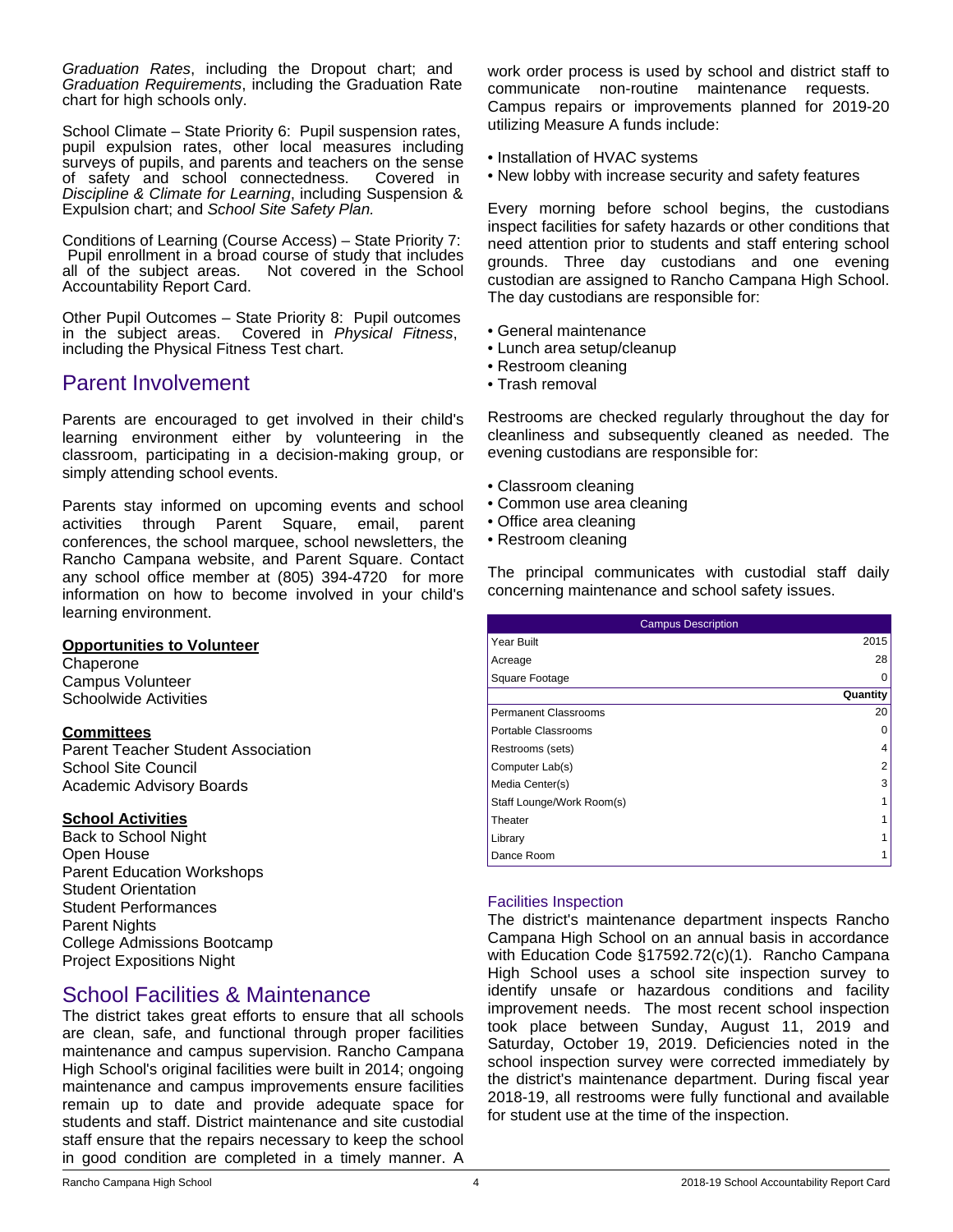*Graduation Rates*, including the Dropout chart; and *Graduation Requirements*, including the Graduation Rate chart for high schools only.

School Climate – State Priority 6: Pupil suspension rates, pupil expulsion rates, other local measures including surveys of pupils, and parents and teachers on the sense of safety and school connectedness. Covered in *Discipline & Climate for Learning*, including Suspension & Expulsion chart; and *School Site Safety Plan.*

Conditions of Learning (Course Access) – State Priority 7: Pupil enrollment in a broad course of study that includes all of the subject areas. Not covered in the School Accountability Report Card.

Other Pupil Outcomes – State Priority 8: Pupil outcomes in the subject areas. Covered in *Physical Fitness*, including the Physical Fitness Test chart.

## Parent Involvement

Parents are encouraged to get involved in their child's learning environment either by volunteering in the classroom, participating in a decision-making group, or simply attending school events.

Parents stay informed on upcoming events and school activities through Parent Square, email, parent conferences, the school marquee, school newsletters, the Rancho Campana website, and Parent Square. Contact any school office member at (805) 394-4720 for more information on how to become involved in your child's learning environment.

**Opportunities to Volunteer**
Chaperone
Campus Volunteer
Schoolwide Activities

**Committees**
Parent Teacher Student Association
School Site Council
Academic Advisory Boards

**School Activities**
Back to School Night
Open House
Parent Education Workshops
Student Orientation
Student Performances
Parent Nights
College Admissions Bootcamp
Project Expositions Night

## School Facilities & Maintenance

The district takes great efforts to ensure that all schools are clean, safe, and functional through proper facilities maintenance and campus supervision. Rancho Campana High School's original facilities were built in 2014; ongoing maintenance and campus improvements ensure facilities remain up to date and provide adequate space for students and staff. District maintenance and site custodial staff ensure that the repairs necessary to keep the school in good condition are completed in a timely manner. A work order process is used by school and district staff to communicate non-routine maintenance requests. Campus repairs or improvements planned for 2019-20 utilizing Measure A funds include:

- Installation of HVAC systems
- New lobby with increase security and safety features

Every morning before school begins, the custodians inspect facilities for safety hazards or other conditions that need attention prior to students and staff entering school grounds. Three day custodians and one evening custodian are assigned to Rancho Campana High School. The day custodians are responsible for:

- General maintenance
- Lunch area setup/cleanup
- Restroom cleaning
- Trash removal

Restrooms are checked regularly throughout the day for cleanliness and subsequently cleaned as needed. The evening custodians are responsible for:

- Classroom cleaning
- Common use area cleaning
- Office area cleaning
- Restroom cleaning

The principal communicates with custodial staff daily concerning maintenance and school safety issues.

| Campus Description | |
|---|---|
| Year Built | 2015 |
| Acreage | 28 |
| Square Footage | 0 |
| | **Quantity** |
| Permanent Classrooms | 20 |
| Portable Classrooms | 0 |
| Restrooms (sets) | 4 |
| Computer Lab(s) | 2 |
| Media Center(s) | 3 |
| Staff Lounge/Work Room(s) | 1 |
| Theater | 1 |
| Library | 1 |
| Dance Room | 1 |

### Facilities Inspection

The district's maintenance department inspects Rancho Campana High School on an annual basis in accordance with Education Code §17592.72(c)(1). Rancho Campana High School uses a school site inspection survey to identify unsafe or hazardous conditions and facility improvement needs. The most recent school inspection took place between Sunday, August 11, 2019 and Saturday, October 19, 2019. Deficiencies noted in the school inspection survey were corrected immediately by the district's maintenance department. During fiscal year 2018-19, all restrooms were fully functional and available for student use at the time of the inspection.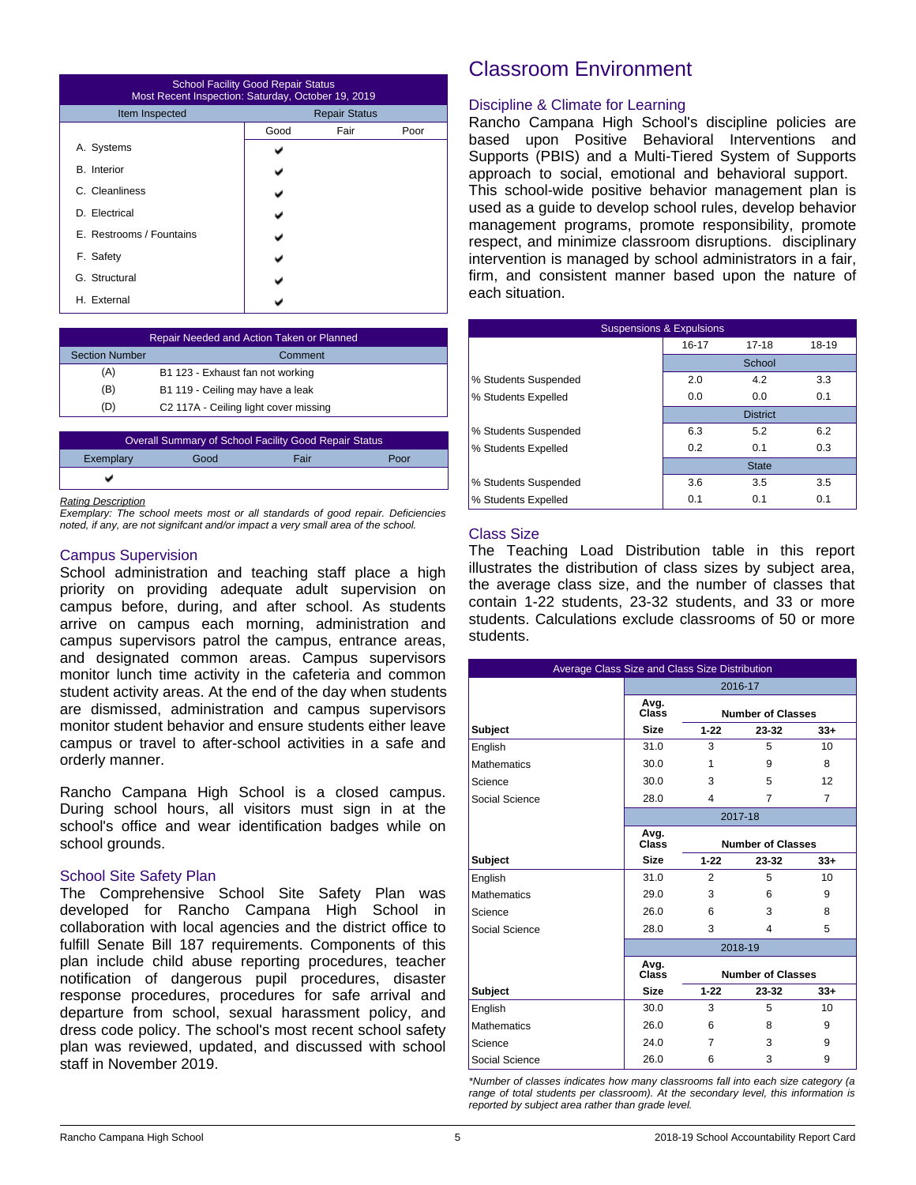| School Facility Good Repair Status<br>Most Recent Inspection: Saturday, October 19, 2019 | | | |
|---|---|---|---|
| Item Inspected | Repair Status | | |
| | Good | Fair | Poor |
| A. Systems | ✔ | | |
| B. Interior | ✔ | | |
| C. Cleanliness | ✔ | | |
| D. Electrical | ✔ | | |
| E. Restrooms / Fountains | ✔ | | |
| F. Safety | ✔ | | |
| G. Structural | ✔ | | |
| H. External | ✔ | | |

| Repair Needed and Action Taken or Planned | |
|---|---|
| Section Number | Comment |
| (A) | B1 123 - Exhaust fan not working |
| (B) | B1 119 - Ceiling may have a leak |
| (D) | C2 117A - Ceiling light cover missing |

| Overall Summary of School Facility Good Repair Status | | | |
|---|---|---|---|
| Exemplary | Good | Fair | Poor |
| ✔ | | | |

*Rating Description*
*Exemplary: The school meets most or all standards of good repair. Deficiencies noted, if any, are not signifcant and/or impact a very small area of the school.*

## Campus Supervision

School administration and teaching staff place a high priority on providing adequate adult supervision on campus before, during, and after school. As students arrive on campus each morning, administration and campus supervisors patrol the campus, entrance areas, and designated common areas. Campus supervisors monitor lunch time activity in the cafeteria and common student activity areas. At the end of the day when students are dismissed, administration and campus supervisors monitor student behavior and ensure students either leave campus or travel to after-school activities in a safe and orderly manner.

Rancho Campana High School is a closed campus. During school hours, all visitors must sign in at the school's office and wear identification badges while on school grounds.

## School Site Safety Plan

The Comprehensive School Site Safety Plan was developed for Rancho Campana High School in collaboration with local agencies and the district office to fulfill Senate Bill 187 requirements. Components of this plan include child abuse reporting procedures, teacher notification of dangerous pupil procedures, disaster response procedures, procedures for safe arrival and departure from school, sexual harassment policy, and dress code policy. The school's most recent school safety plan was reviewed, updated, and discussed with school staff in November 2019.

# Classroom Environment

## Discipline & Climate for Learning

Rancho Campana High School's discipline policies are based upon Positive Behavioral Interventions and Supports (PBIS) and a Multi-Tiered System of Supports approach to social, emotional and behavioral support. This school-wide positive behavior management plan is used as a guide to develop school rules, develop behavior management programs, promote responsibility, promote respect, and minimize classroom disruptions. disciplinary intervention is managed by school administrators in a fair, firm, and consistent manner based upon the nature of each situation.

| Suspensions & Expulsions | | | |
|---|---|---|---|
| | 16-17 | 17-18 | 18-19 |
| | School | | |
| % Students Suspended | 2.0 | 4.2 | 3.3 |
| % Students Expelled | 0.0 | 0.0 | 0.1 |
| | District | | |
| % Students Suspended | 6.3 | 5.2 | 6.2 |
| % Students Expelled | 0.2 | 0.1 | 0.3 |
| | State | | |
| % Students Suspended | 3.6 | 3.5 | 3.5 |
| % Students Expelled | 0.1 | 0.1 | 0.1 |

## Class Size

The Teaching Load Distribution table in this report illustrates the distribution of class sizes by subject area, the average class size, and the number of classes that contain 1-22 students, 23-32 students, and 33 or more students. Calculations exclude classrooms of 50 or more students.

| Average Class Size and Class Size Distribution | | | | |
|---|---|---|---|---|
| | 2016-17 | | | |
| | Avg. Class | Number of Classes | | |
| **Subject** | **Size** | **1-22** | **23-32** | **33+** |
| English | 31.0 | 3 | 5 | 10 |
| Mathematics | 30.0 | 1 | 9 | 8 |
| Science | 30.0 | 3 | 5 | 12 |
| Social Science | 28.0 | 4 | 7 | 7 |
| | 2017-18 | | | |
| | Avg. Class | Number of Classes | | |
| **Subject** | **Size** | **1-22** | **23-32** | **33+** |
| English | 31.0 | 2 | 5 | 10 |
| Mathematics | 29.0 | 3 | 6 | 9 |
| Science | 26.0 | 6 | 3 | 8 |
| Social Science | 28.0 | 3 | 4 | 5 |
| | 2018-19 | | | |
| | Avg. Class | Number of Classes | | |
| **Subject** | **Size** | **1-22** | **23-32** | **33+** |
| English | 30.0 | 3 | 5 | 10 |
| Mathematics | 26.0 | 6 | 8 | 9 |
| Science | 24.0 | 7 | 3 | 9 |
| Social Science | 26.0 | 6 | 3 | 9 |

*\*Number of classes indicates how many classrooms fall into each size category (a range of total students per classroom). At the secondary level, this information is reported by subject area rather than grade level.*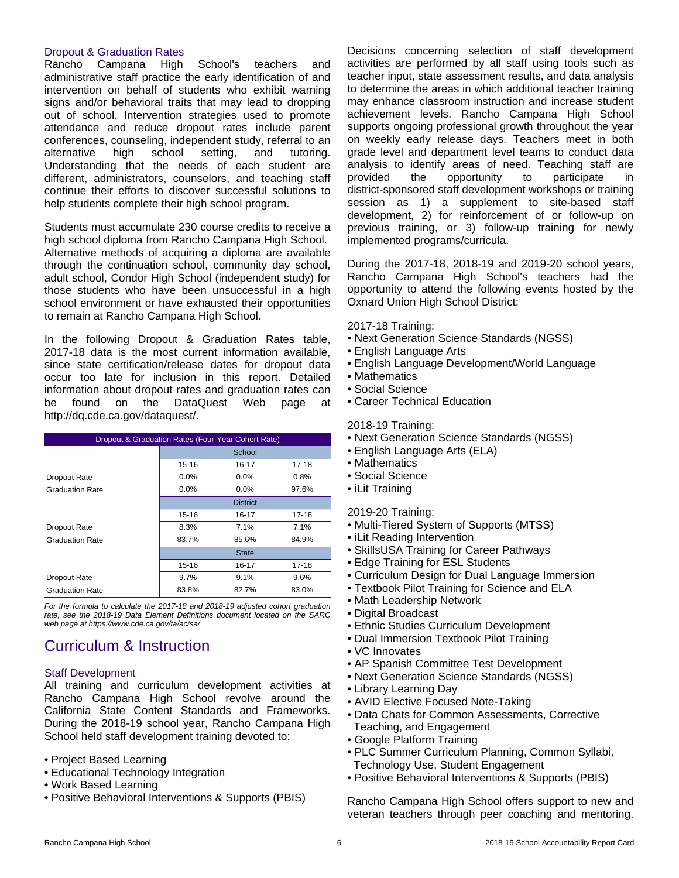### Dropout & Graduation Rates

Rancho Campana High School's teachers and administrative staff practice the early identification of and intervention on behalf of students who exhibit warning signs and/or behavioral traits that may lead to dropping out of school. Intervention strategies used to promote attendance and reduce dropout rates include parent conferences, counseling, independent study, referral to an alternative high school setting, and tutoring. Understanding that the needs of each student are different, administrators, counselors, and teaching staff continue their efforts to discover successful solutions to help students complete their high school program.

Students must accumulate 230 course credits to receive a high school diploma from Rancho Campana High School. Alternative methods of acquiring a diploma are available through the continuation school, community day school, adult school, Condor High School (independent study) for those students who have been unsuccessful in a high school environment or have exhausted their opportunities to remain at Rancho Campana High School.

In the following Dropout & Graduation Rates table, 2017-18 data is the most current information available, since state certification/release dates for dropout data occur too late for inclusion in this report. Detailed information about dropout rates and graduation rates can be found on the DataQuest Web page at http://dq.cde.ca.gov/dataquest/.

| Dropout & Graduation Rates (Four-Year Cohort Rate) | | | |
|---|---|---|---|
| | School | | |
| | 15-16 | 16-17 | 17-18 |
| Dropout Rate | 0.0% | 0.0% | 0.8% |
| Graduation Rate | 0.0% | 0.0% | 97.6% |
| | District | | |
| | 15-16 | 16-17 | 17-18 |
| Dropout Rate | 8.3% | 7.1% | 7.1% |
| Graduation Rate | 83.7% | 85.6% | 84.9% |
| | State | | |
| | 15-16 | 16-17 | 17-18 |
| Dropout Rate | 9.7% | 9.1% | 9.6% |
| Graduation Rate | 83.8% | 82.7% | 83.0% |

*For the formula to calculate the 2017-18 and 2018-19 adjusted cohort graduation rate, see the 2018-19 Data Element Definitions document located on the SARC web page at https://www.cde.ca.gov/ta/ac/sa/*

## Curriculum & Instruction

### Staff Development

All training and curriculum development activities at Rancho Campana High School revolve around the California State Content Standards and Frameworks. During the 2018-19 school year, Rancho Campana High School held staff development training devoted to:

- Project Based Learning
- Educational Technology Integration
- Work Based Learning
- Positive Behavioral Interventions & Supports (PBIS)

Decisions concerning selection of staff development activities are performed by all staff using tools such as teacher input, state assessment results, and data analysis to determine the areas in which additional teacher training may enhance classroom instruction and increase student achievement levels. Rancho Campana High School supports ongoing professional growth throughout the year on weekly early release days. Teachers meet in both grade level and department level teams to conduct data analysis to identify areas of need. Teaching staff are provided the opportunity to participate in district-sponsored staff development workshops or training session as 1) a supplement to site-based staff development, 2) for reinforcement of or follow-up on previous training, or 3) follow-up training for newly implemented programs/curricula.

During the 2017-18, 2018-19 and 2019-20 school years, Rancho Campana High School's teachers had the opportunity to attend the following events hosted by the Oxnard Union High School District:

2017-18 Training:

- Next Generation Science Standards (NGSS)
- English Language Arts
- English Language Development/World Language
- Mathematics
- Social Science
- Career Technical Education

2018-19 Training:

- Next Generation Science Standards (NGSS)
- English Language Arts (ELA)
- Mathematics
- Social Science
- iLit Training

2019-20 Training:

- Multi-Tiered System of Supports (MTSS)
- iLit Reading Intervention
- SkillsUSA Training for Career Pathways
- Edge Training for ESL Students
- Curriculum Design for Dual Language Immersion
- Textbook Pilot Training for Science and ELA
- Math Leadership Network
- Digital Broadcast
- Ethnic Studies Curriculum Development
- Dual Immersion Textbook Pilot Training
- VC Innovates
- AP Spanish Committee Test Development
- Next Generation Science Standards (NGSS)
- Library Learning Day
- AVID Elective Focused Note-Taking
- Data Chats for Common Assessments, Corrective Teaching, and Engagement
- Google Platform Training
- PLC Summer Curriculum Planning, Common Syllabi, Technology Use, Student Engagement
- Positive Behavioral Interventions & Supports (PBIS)

Rancho Campana High School offers support to new and veteran teachers through peer coaching and mentoring.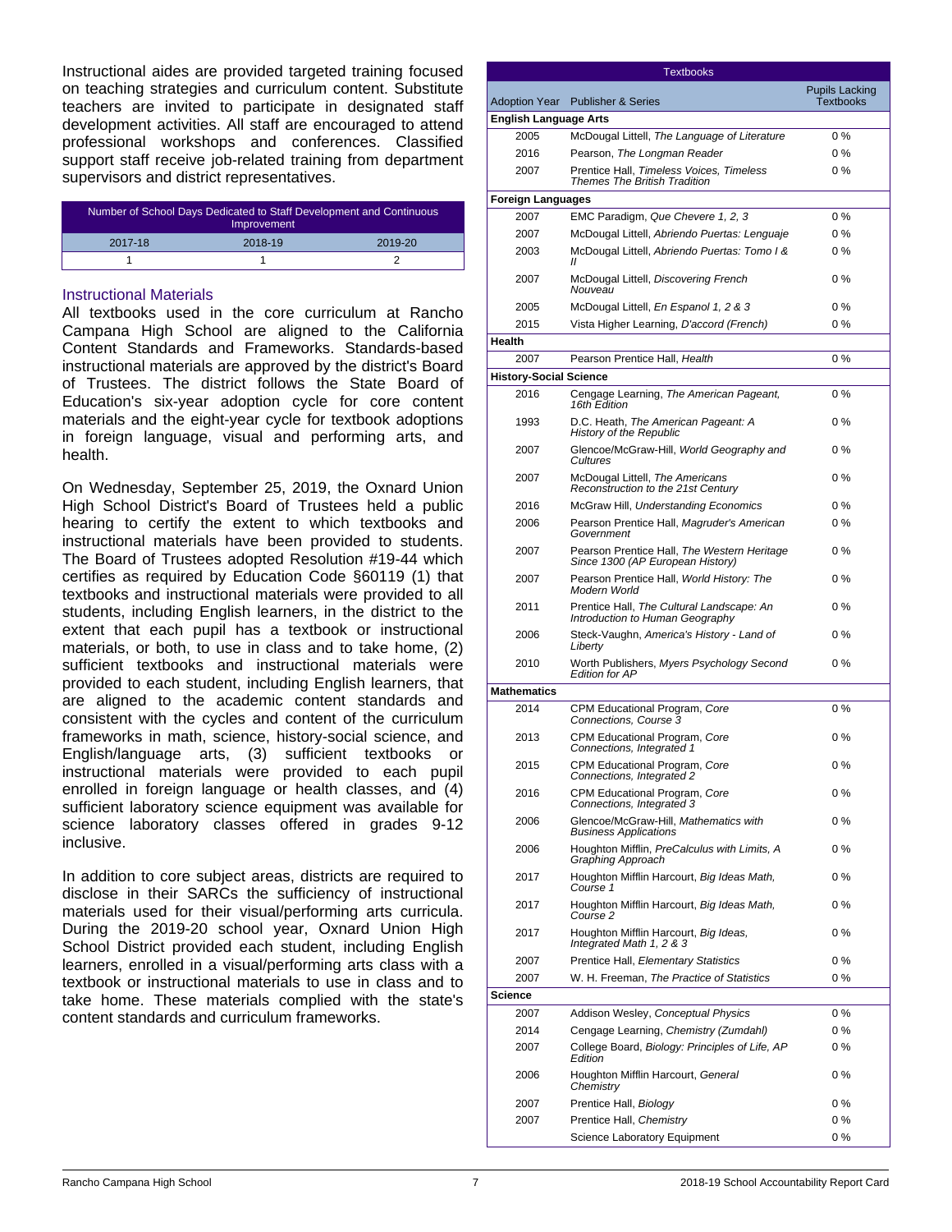Instructional aides are provided targeted training focused on teaching strategies and curriculum content. Substitute teachers are invited to participate in designated staff development activities. All staff are encouraged to attend professional workshops and conferences. Classified support staff receive job-related training from department supervisors and district representatives.

| Number of School Days Dedicated to Staff Development and Continuous Improvement | | |
|---|---|---|
| 2017-18 | 2018-19 | 2019-20 |
| 1 | 1 | 2 |

### Instructional Materials

All textbooks used in the core curriculum at Rancho Campana High School are aligned to the California Content Standards and Frameworks. Standards-based instructional materials are approved by the district's Board of Trustees. The district follows the State Board of Education's six-year adoption cycle for core content materials and the eight-year cycle for textbook adoptions in foreign language, visual and performing arts, and health.

On Wednesday, September 25, 2019, the Oxnard Union High School District's Board of Trustees held a public hearing to certify the extent to which textbooks and instructional materials have been provided to students. The Board of Trustees adopted Resolution #19-44 which certifies as required by Education Code §60119 (1) that textbooks and instructional materials were provided to all students, including English learners, in the district to the extent that each pupil has a textbook or instructional materials, or both, to use in class and to take home, (2) sufficient textbooks and instructional materials were provided to each student, including English learners, that are aligned to the academic content standards and consistent with the cycles and content of the curriculum frameworks in math, science, history-social science, and English/language arts, (3) sufficient textbooks or instructional materials were provided to each pupil enrolled in foreign language or health classes, and (4) sufficient laboratory science equipment was available for science laboratory classes offered in grades 9-12 inclusive.

In addition to core subject areas, districts are required to disclose in their SARCs the sufficiency of instructional materials used for their visual/performing arts curricula. During the 2019-20 school year, Oxnard Union High School District provided each student, including English learners, enrolled in a visual/performing arts class with a textbook or instructional materials to use in class and to take home. These materials complied with the state's content standards and curriculum frameworks.

| Textbooks | | |
|---|---|---|
| **Adoption Year** | **Publisher & Series** | **Pupils Lacking Textbooks** |
| **English Language Arts** | | |
| 2005 | McDougal Littell, *The Language of Literature* | 0 % |
| 2016 | Pearson, *The Longman Reader* | 0 % |
| 2007 | Prentice Hall, *Timeless Voices, Timeless Themes The British Tradition* | 0 % |
| **Foreign Languages** | | |
| 2007 | EMC Paradigm, *Que Chevere 1, 2, 3* | 0 % |
| 2007 | McDougal Littell, *Abriendo Puertas: Lenguaje* | 0 % |
| 2003 | McDougal Littell, *Abriendo Puertas: Tomo I & II* | 0 % |
| 2007 | McDougal Littell, *Discovering French Nouveau* | 0 % |
| 2005 | McDougal Littell, *En Espanol 1, 2 & 3* | 0 % |
| 2015 | Vista Higher Learning, *D'accord (French)* | 0 % |
| **Health** | | |
| 2007 | Pearson Prentice Hall, *Health* | 0 % |
| **History-Social Science** | | |
| 2016 | Cengage Learning, *The American Pageant, 16th Edition* | 0 % |
| 1993 | D.C. Heath, *The American Pageant: A History of the Republic* | 0 % |
| 2007 | Glencoe/McGraw-Hill, *World Geography and Cultures* | 0 % |
| 2007 | McDougal Littell, *The Americans Reconstruction to the 21st Century* | 0 % |
| 2016 | McGraw Hill, *Understanding Economics* | 0 % |
| 2006 | Pearson Prentice Hall, *Magruder's American Government* | 0 % |
| 2007 | Pearson Prentice Hall, *The Western Heritage Since 1300 (AP European History)* | 0 % |
| 2007 | Pearson Prentice Hall, *World History: The Modern World* | 0 % |
| 2011 | Prentice Hall, *The Cultural Landscape: An Introduction to Human Geography* | 0 % |
| 2006 | Steck-Vaughn, *America's History - Land of Liberty* | 0 % |
| 2010 | Worth Publishers, *Myers Psychology Second Edition for AP* | 0 % |
| **Mathematics** | | |
| 2014 | CPM Educational Program, *Core Connections, Course 3* | 0 % |
| 2013 | CPM Educational Program, *Core Connections, Integrated 1* | 0 % |
| 2015 | CPM Educational Program, *Core Connections, Integrated 2* | 0 % |
| 2016 | CPM Educational Program, *Core Connections, Integrated 3* | 0 % |
| 2006 | Glencoe/McGraw-Hill, *Mathematics with Business Applications* | 0 % |
| 2006 | Houghton Mifflin, *PreCalculus with Limits, A Graphing Approach* | 0 % |
| 2017 | Houghton Mifflin Harcourt, *Big Ideas Math, Course 1* | 0 % |
| 2017 | Houghton Mifflin Harcourt, *Big Ideas Math, Course 2* | 0 % |
| 2017 | Houghton Mifflin Harcourt, *Big Ideas, Integrated Math 1, 2 & 3* | 0 % |
| 2007 | Prentice Hall, *Elementary Statistics* | 0 % |
| 2007 | W. H. Freeman, *The Practice of Statistics* | 0 % |
| **Science** | | |
| 2007 | Addison Wesley, *Conceptual Physics* | 0 % |
| 2014 | Cengage Learning, *Chemistry (Zumdahl)* | 0 % |
| 2007 | College Board, *Biology: Principles of Life, AP Edition* | 0 % |
| 2006 | Houghton Mifflin Harcourt, *General Chemistry* | 0 % |
| 2007 | Prentice Hall, *Biology* | 0 % |
| 2007 | Prentice Hall, *Chemistry* | 0 % |
| | Science Laboratory Equipment | 0 % |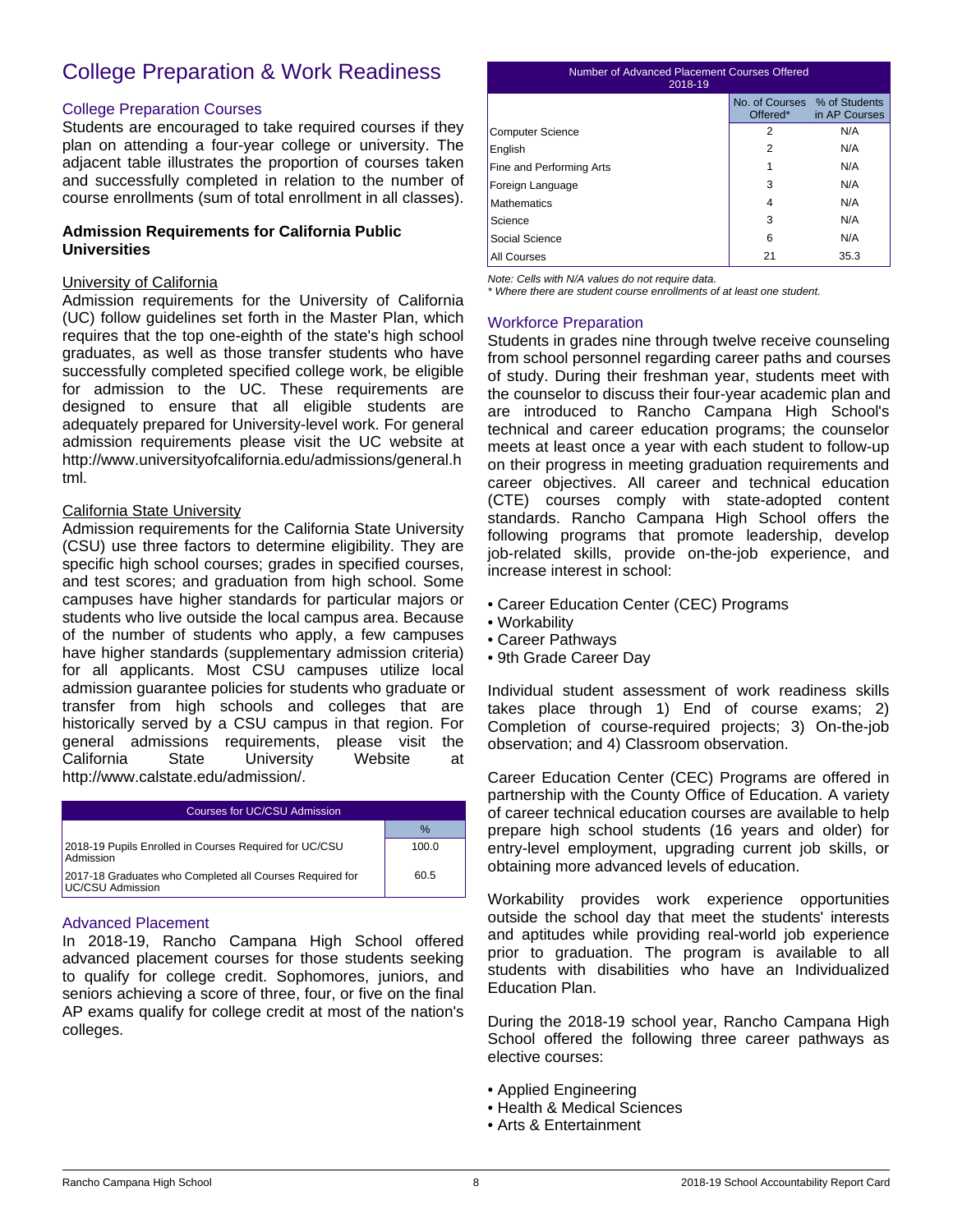# College Preparation & Work Readiness

## College Preparation Courses

Students are encouraged to take required courses if they plan on attending a four-year college or university. The adjacent table illustrates the proportion of courses taken and successfully completed in relation to the number of course enrollments (sum of total enrollment in all classes).

**Admission Requirements for California Public Universities**

University of California

Admission requirements for the University of California (UC) follow guidelines set forth in the Master Plan, which requires that the top one-eighth of the state's high school graduates, as well as those transfer students who have successfully completed specified college work, be eligible for admission to the UC. These requirements are designed to ensure that all eligible students are adequately prepared for University-level work. For general admission requirements please visit the UC website at http://www.universityofcalifornia.edu/admissions/general.html.

California State University

Admission requirements for the California State University (CSU) use three factors to determine eligibility. They are specific high school courses; grades in specified courses, and test scores; and graduation from high school. Some campuses have higher standards for particular majors or students who live outside the local campus area. Because of the number of students who apply, a few campuses have higher standards (supplementary admission criteria) for all applicants. Most CSU campuses utilize local admission guarantee policies for students who graduate or transfer from high schools and colleges that are historically served by a CSU campus in that region. For general admissions requirements, please visit the California State University Website at http://www.calstate.edu/admission/.

| Courses for UC/CSU Admission | |
|---|---|
| | % |
| 2018-19 Pupils Enrolled in Courses Required for UC/CSU Admission | 100.0 |
| 2017-18 Graduates who Completed all Courses Required for UC/CSU Admission | 60.5 |

## Advanced Placement

In 2018-19, Rancho Campana High School offered advanced placement courses for those students seeking to qualify for college credit. Sophomores, juniors, and seniors achieving a score of three, four, or five on the final AP exams qualify for college credit at most of the nation's colleges.

| Number of Advanced Placement Courses Offered 2018-19 | | |
|---|---|---|
| | No. of Courses Offered* | % of Students in AP Courses |
| Computer Science | 2 | N/A |
| English | 2 | N/A |
| Fine and Performing Arts | 1 | N/A |
| Foreign Language | 3 | N/A |
| Mathematics | 4 | N/A |
| Science | 3 | N/A |
| Social Science | 6 | N/A |
| All Courses | 21 | 35.3 |

*Note: Cells with N/A values do not require data.*
*\* Where there are student course enrollments of at least one student.*

## Workforce Preparation

Students in grades nine through twelve receive counseling from school personnel regarding career paths and courses of study. During their freshman year, students meet with the counselor to discuss their four-year academic plan and are introduced to Rancho Campana High School's technical and career education programs; the counselor meets at least once a year with each student to follow-up on their progress in meeting graduation requirements and career objectives. All career and technical education (CTE) courses comply with state-adopted content standards. Rancho Campana High School offers the following programs that promote leadership, develop job-related skills, provide on-the-job experience, and increase interest in school:

- Career Education Center (CEC) Programs
- Workability
- Career Pathways
- 9th Grade Career Day

Individual student assessment of work readiness skills takes place through 1) End of course exams; 2) Completion of course-required projects; 3) On-the-job observation; and 4) Classroom observation.

Career Education Center (CEC) Programs are offered in partnership with the County Office of Education. A variety of career technical education courses are available to help prepare high school students (16 years and older) for entry-level employment, upgrading current job skills, or obtaining more advanced levels of education.

Workability provides work experience opportunities outside the school day that meet the students' interests and aptitudes while providing real-world job experience prior to graduation. The program is available to all students with disabilities who have an Individualized Education Plan.

During the 2018-19 school year, Rancho Campana High School offered the following three career pathways as elective courses:

- Applied Engineering
- Health & Medical Sciences
- Arts & Entertainment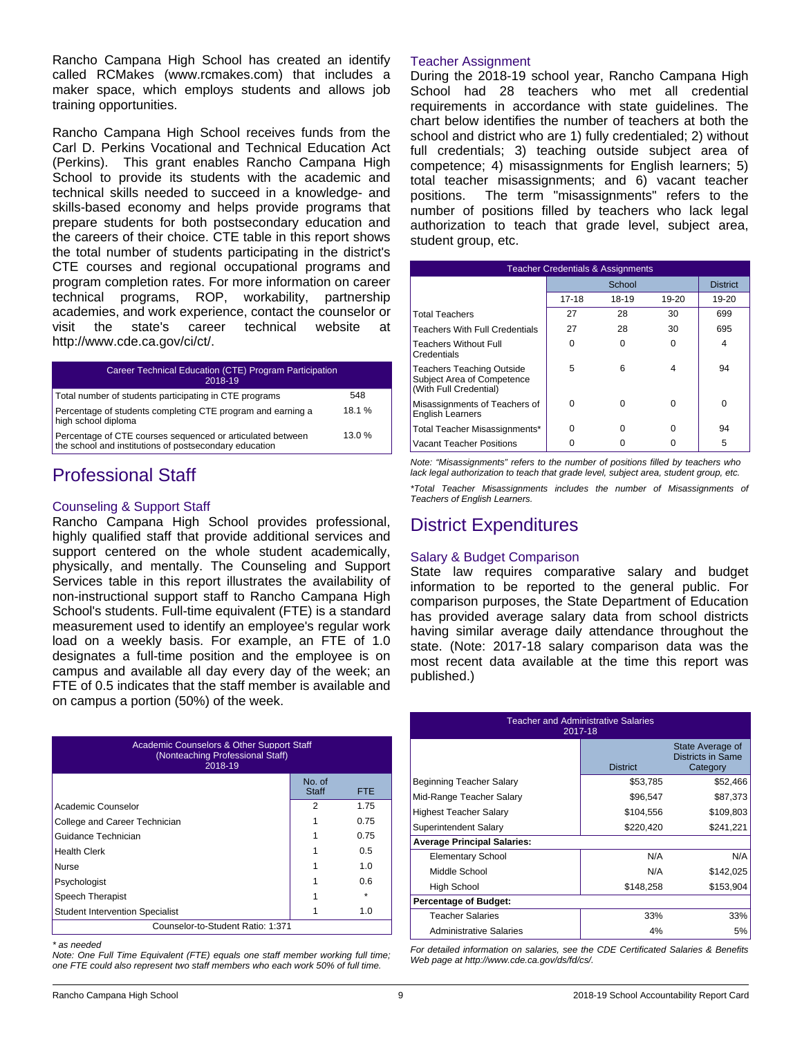Rancho Campana High School has created an identify called RCMakes (www.rcmakes.com) that includes a maker space, which employs students and allows job training opportunities.

Rancho Campana High School receives funds from the Carl D. Perkins Vocational and Technical Education Act (Perkins). This grant enables Rancho Campana High School to provide its students with the academic and technical skills needed to succeed in a knowledge- and skills-based economy and helps provide programs that prepare students for both postsecondary education and the careers of their choice. CTE table in this report shows the total number of students participating in the district's CTE courses and regional occupational programs and program completion rates. For more information on career technical programs, ROP, workability, partnership academies, and work experience, contact the counselor or visit the state's career technical website at http://www.cde.ca.gov/ci/ct/.

| Career Technical Education (CTE) Program Participation 2018-19 | |
|---|---|
| Total number of students participating in CTE programs | 548 |
| Percentage of students completing CTE program and earning a high school diploma | 18.1 % |
| Percentage of CTE courses sequenced or articulated between the school and institutions of postsecondary education | 13.0 % |

# Professional Staff

## Counseling & Support Staff

Rancho Campana High School provides professional, highly qualified staff that provide additional services and support centered on the whole student academically, physically, and mentally. The Counseling and Support Services table in this report illustrates the availability of non-instructional support staff to Rancho Campana High School's students. Full-time equivalent (FTE) is a standard measurement used to identify an employee's regular work load on a weekly basis. For example, an FTE of 1.0 designates a full-time position and the employee is on campus and available all day every day of the week; an FTE of 0.5 indicates that the staff member is available and on campus a portion (50%) of the week.

| Academic Counselors & Other Support Staff (Nonteaching Professional Staff) 2018-19 | | |
|---|---|---|
| | No. of Staff | FTE |
| Academic Counselor | 2 | 1.75 |
| College and Career Technician | 1 | 0.75 |
| Guidance Technician | 1 | 0.75 |
| Health Clerk | 1 | 0.5 |
| Nurse | 1 | 1.0 |
| Psychologist | 1 | 0.6 |
| Speech Therapist | 1 | * |
| Student Intervention Specialist | 1 | 1.0 |
| Counselor-to-Student Ratio: 1:371 | | |

*\* as needed*

*Note: One Full Time Equivalent (FTE) equals one staff member working full time; one FTE could also represent two staff members who each work 50% of full time.*

## Teacher Assignment

During the 2018-19 school year, Rancho Campana High School had 28 teachers who met all credential requirements in accordance with state guidelines. The chart below identifies the number of teachers at both the school and district who are 1) fully credentialed; 2) without full credentials; 3) teaching outside subject area of competence; 4) misassignments for English learners; 5) total teacher misassignments; and 6) vacant teacher positions. The term "misassignments" refers to the number of positions filled by teachers who lack legal authorization to teach that grade level, subject area, student group, etc.

| Teacher Credentials & Assignments | | | | |
|---|---|---|---|---|
| | School | | | District |
| | 17-18 | 18-19 | 19-20 | 19-20 |
| Total Teachers | 27 | 28 | 30 | 699 |
| Teachers With Full Credentials | 27 | 28 | 30 | 695 |
| Teachers Without Full Credentials | 0 | 0 | 0 | 4 |
| Teachers Teaching Outside Subject Area of Competence (With Full Credential) | 5 | 6 | 4 | 94 |
| Misassignments of Teachers of English Learners | 0 | 0 | 0 | 0 |
| Total Teacher Misassignments* | 0 | 0 | 0 | 94 |
| Vacant Teacher Positions | 0 | 0 | 0 | 5 |

*Note: "Misassignments" refers to the number of positions filled by teachers who lack legal authorization to teach that grade level, subject area, student group, etc.*

*\*Total Teacher Misassignments includes the number of Misassignments of Teachers of English Learners.*

# District Expenditures

## Salary & Budget Comparison

State law requires comparative salary and budget information to be reported to the general public. For comparison purposes, the State Department of Education has provided average salary data from school districts having similar average daily attendance throughout the state. (Note: 2017-18 salary comparison data was the most recent data available at the time this report was published.)

| Teacher and Administrative Salaries 2017-18 | | |
|---|---|---|
| | District | State Average of Districts in Same Category |
| Beginning Teacher Salary | $53,785 | $52,466 |
| Mid-Range Teacher Salary | $96,547 | $87,373 |
| Highest Teacher Salary | $104,556 | $109,803 |
| Superintendent Salary | $220,420 | $241,221 |
| **Average Principal Salaries:** | | |
| Elementary School | N/A | N/A |
| Middle School | N/A | $142,025 |
| High School | $148,258 | $153,904 |
| **Percentage of Budget:** | | |
| Teacher Salaries | 33% | 33% |
| Administrative Salaries | 4% | 5% |

*For detailed information on salaries, see the CDE Certificated Salaries & Benefits Web page at http://www.cde.ca.gov/ds/fd/cs/.*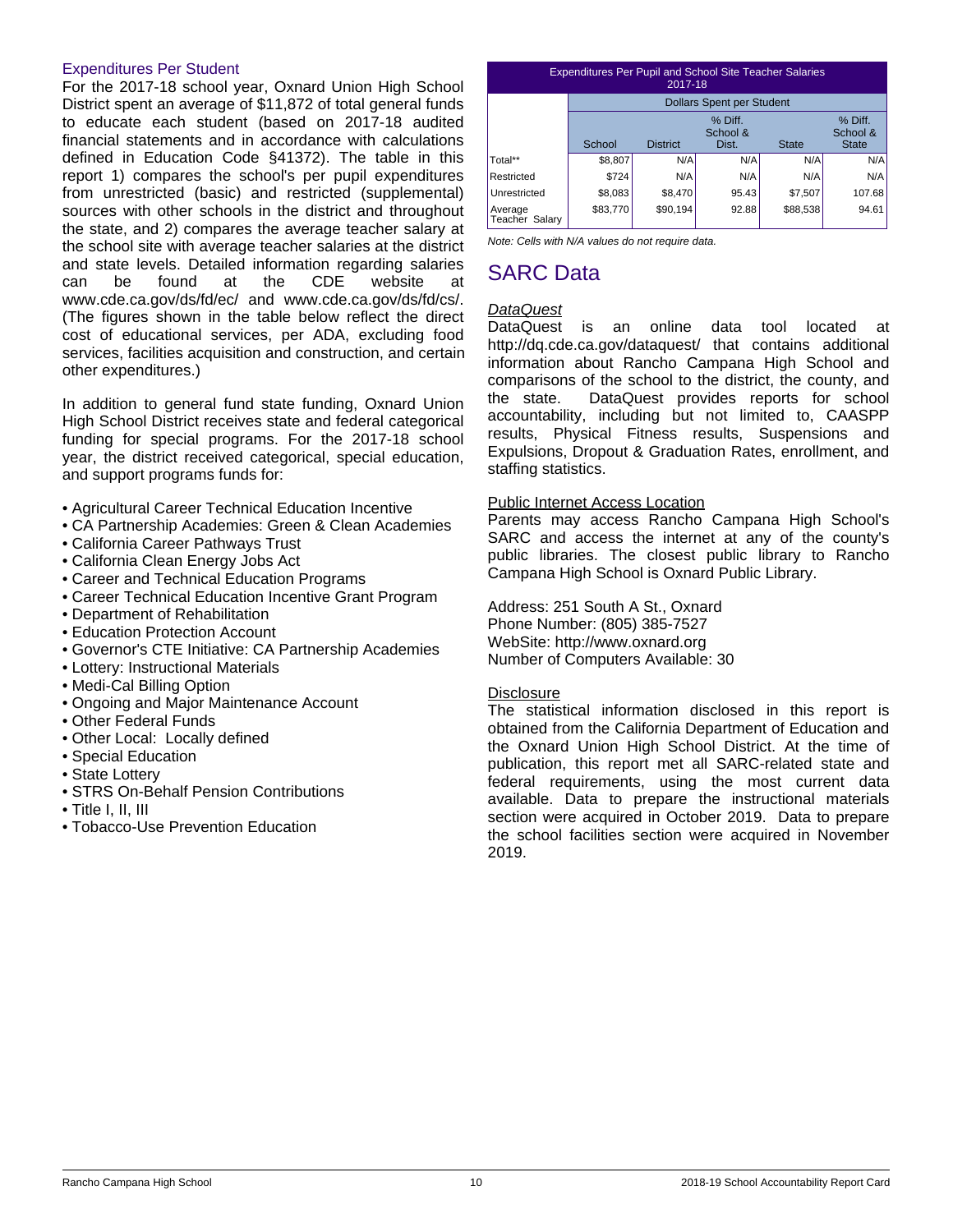## Expenditures Per Student

For the 2017-18 school year, Oxnard Union High School District spent an average of $11,872 of total general funds to educate each student (based on 2017-18 audited financial statements and in accordance with calculations defined in Education Code §41372). The table in this report 1) compares the school's per pupil expenditures from unrestricted (basic) and restricted (supplemental) sources with other schools in the district and throughout the state, and 2) compares the average teacher salary at the school site with average teacher salaries at the district and state levels. Detailed information regarding salaries can be found at the CDE website at www.cde.ca.gov/ds/fd/ec/ and www.cde.ca.gov/ds/fd/cs/. (The figures shown in the table below reflect the direct cost of educational services, per ADA, excluding food services, facilities acquisition and construction, and certain other expenditures.)

In addition to general fund state funding, Oxnard Union High School District receives state and federal categorical funding for special programs. For the 2017-18 school year, the district received categorical, special education, and support programs funds for:

- Agricultural Career Technical Education Incentive
- CA Partnership Academies: Green & Clean Academies
- California Career Pathways Trust
- California Clean Energy Jobs Act
- Career and Technical Education Programs
- Career Technical Education Incentive Grant Program
- Department of Rehabilitation
- Education Protection Account
- Governor's CTE Initiative: CA Partnership Academies
- Lottery: Instructional Materials
- Medi-Cal Billing Option
- Ongoing and Major Maintenance Account
- Other Federal Funds
- Other Local: Locally defined
- Special Education
- State Lottery
- STRS On-Behalf Pension Contributions
- Title I, II, III
- Tobacco-Use Prevention Education

**Expenditures Per Pupil and School Site Teacher Salaries 2017-18**

| | Dollars Spent per Student | | | | |
|---|---|---|---|---|---|
| | School | District | % Diff. School & Dist. | State | % Diff. School & State |
| Total** | $8,807 | N/A | N/A | N/A | N/A |
| Restricted | $724 | N/A | N/A | N/A | N/A |
| Unrestricted | $8,083 | $8,470 | 95.43 | $7,507 | 107.68 |
| Average Teacher Salary | $83,770 | $90,194 | 92.88 | $88,538 | 94.61 |

*Note: Cells with N/A values do not require data.*

# SARC Data

*DataQuest*

DataQuest is an online data tool located at http://dq.cde.ca.gov/dataquest/ that contains additional information about Rancho Campana High School and comparisons of the school to the district, the county, and the state. DataQuest provides reports for school accountability, including but not limited to, CAASPP results, Physical Fitness results, Suspensions and Expulsions, Dropout & Graduation Rates, enrollment, and staffing statistics.

Public Internet Access Location

Parents may access Rancho Campana High School's SARC and access the internet at any of the county's public libraries. The closest public library to Rancho Campana High School is Oxnard Public Library.

Address: 251 South A St., Oxnard
Phone Number: (805) 385-7527
WebSite: http://www.oxnard.org
Number of Computers Available: 30

Disclosure

The statistical information disclosed in this report is obtained from the California Department of Education and the Oxnard Union High School District. At the time of publication, this report met all SARC-related state and federal requirements, using the most current data available. Data to prepare the instructional materials section were acquired in October 2019. Data to prepare the school facilities section were acquired in November 2019.